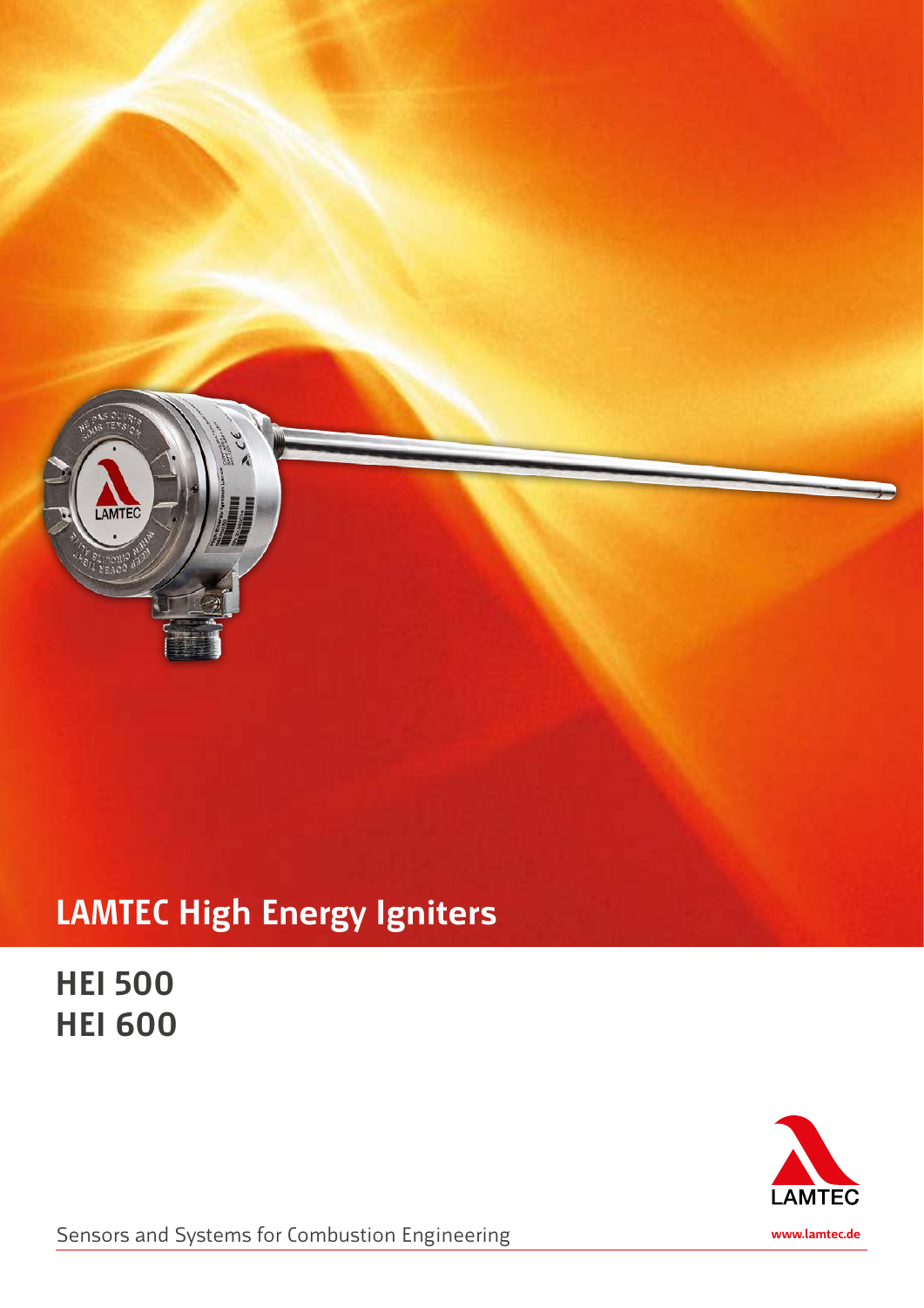# LAMTEC High Energy Igniters

## HEI 500
## HEI 600

Sensors and Systems for Combustion Engineering

www.lamtec.de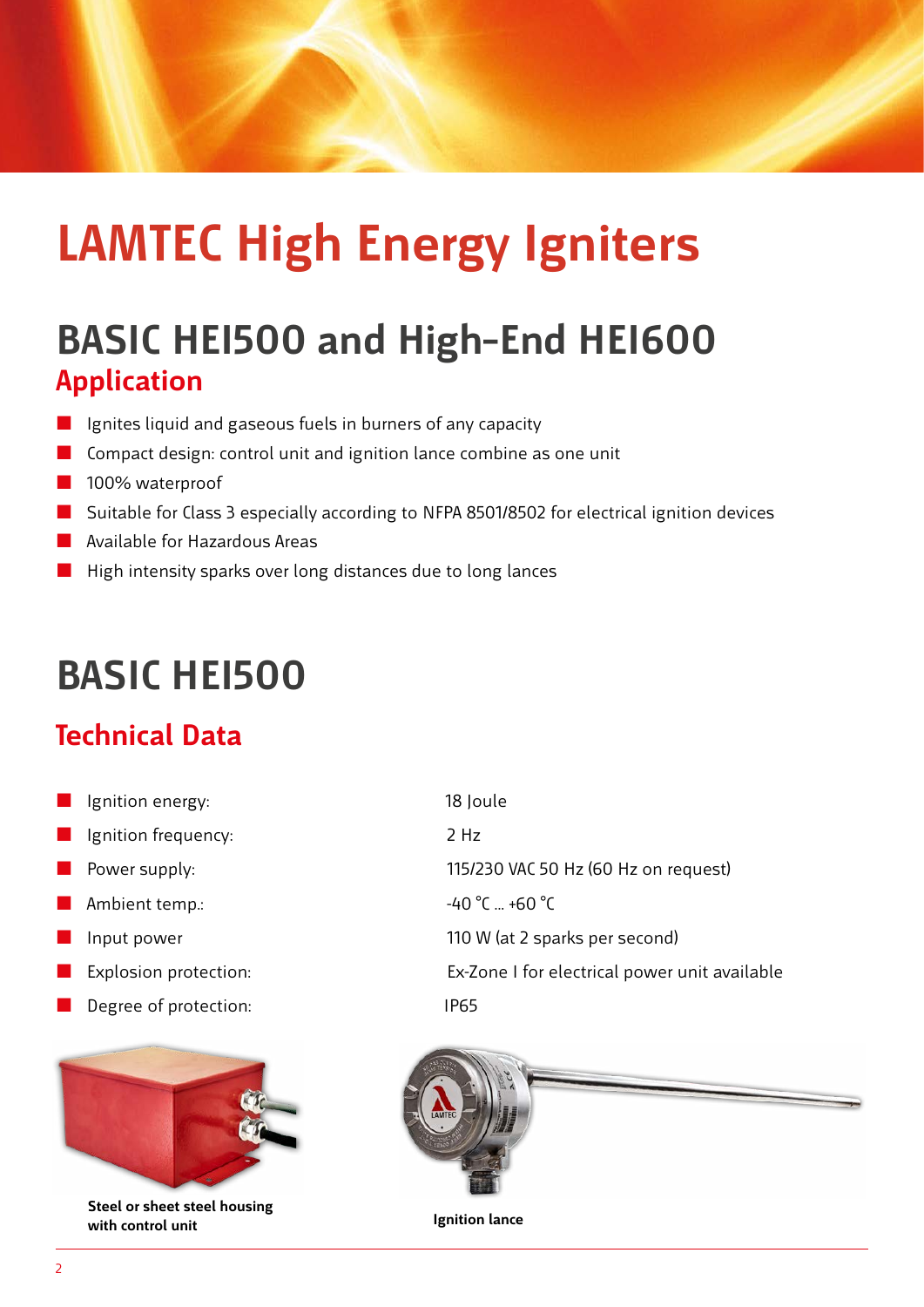# LAMTEC High Energy Igniters

## BASIC HEI500 and High-End HEI600

### Application

- Ignites liquid and gaseous fuels in burners of any capacity
- Compact design: control unit and ignition lance combine as one unit
- 100% waterproof
- Suitable for Class 3 especially according to NFPA 8501/8502 for electrical ignition devices
- Available for Hazardous Areas
- High intensity sparks over long distances due to long lances

## BASIC HEI500

### Technical Data

| | |
|---|---|
| Ignition energy: | 18 Joule |
| Ignition frequency: | 2 Hz |
| Power supply: | 115/230 VAC 50 Hz (60 Hz on request) |
| Ambient temp.: | -40 °C ... +60 °C |
| Input power | 110 W (at 2 sparks per second) |
| Explosion protection: | Ex-Zone I for electrical power unit available |
| Degree of protection: | IP65 |

**Steel or sheet steel housing with control unit**

**Ignition lance**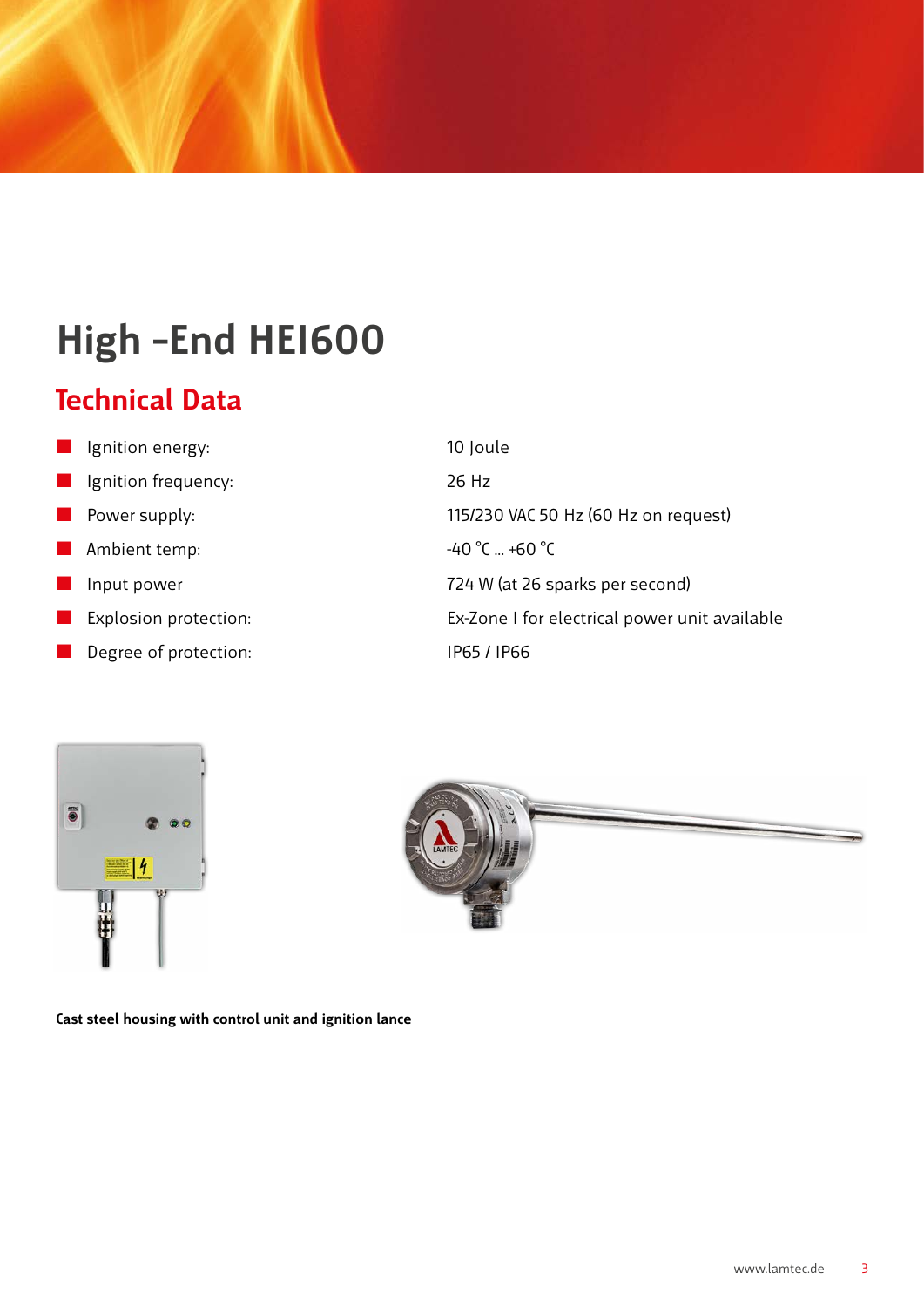# High -End HEI600

## Technical Data

- Ignition energy: 10 Joule
- Ignition frequency: 26 Hz
- Power supply: 115/230 VAC 50 Hz (60 Hz on request)
- Ambient temp: -40 °C ... +60 °C
- Input power 724 W (at 26 sparks per second)
- Explosion protection: Ex-Zone I for electrical power unit available
- Degree of protection: IP65 / IP66

**Cast steel housing with control unit and ignition lance**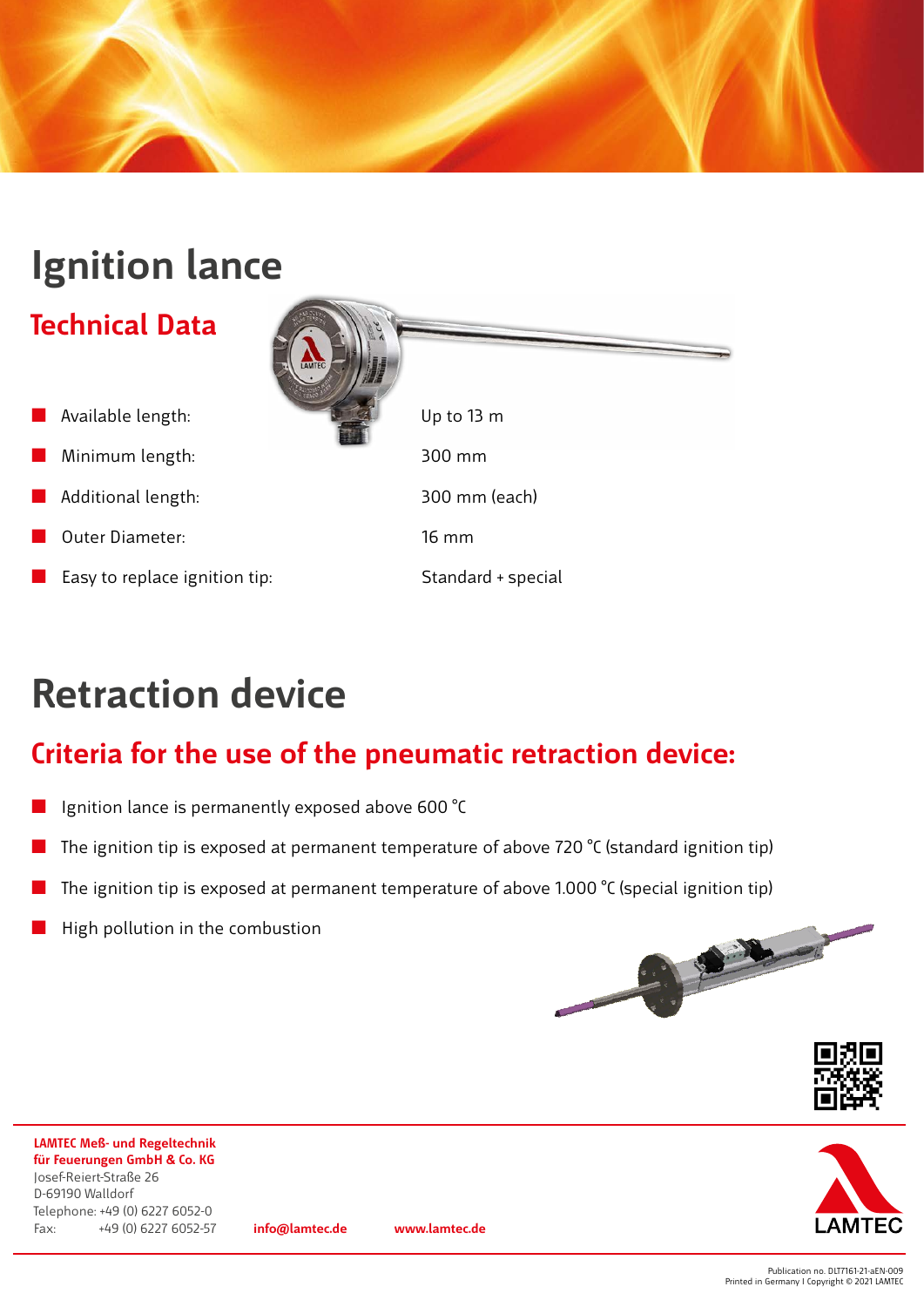# Ignition lance

## Technical Data

| | |
|---|---|
| Available length: | Up to 13 m |
| Minimum length: | 300 mm |
| Additional length: | 300 mm (each) |
| Outer Diameter: | 16 mm |
| Easy to replace ignition tip: | Standard + special |

# Retraction device

## Criteria for the use of the pneumatic retraction device:

- Ignition lance is permanently exposed above 600 °C
- The ignition tip is exposed at permanent temperature of above 720 °C (standard ignition tip)
- The ignition tip is exposed at permanent temperature of above 1.000 °C (special ignition tip)
- High pollution in the combustion

**LAMTEC Meß- und Regeltechnik**
**für Feuerungen GmbH & Co. KG**
Josef-Reiert-Straße 26
D-69190 Walldorf
Telephone: +49 (0) 6227 6052-0
Fax: +49 (0) 6227 6052-57

**info@lamtec.de**

**www.lamtec.de**

LAMTEC

Publication no. DLT7161-21-aEN-009
Printed in Germany I Copyright © 2021 LAMTEC